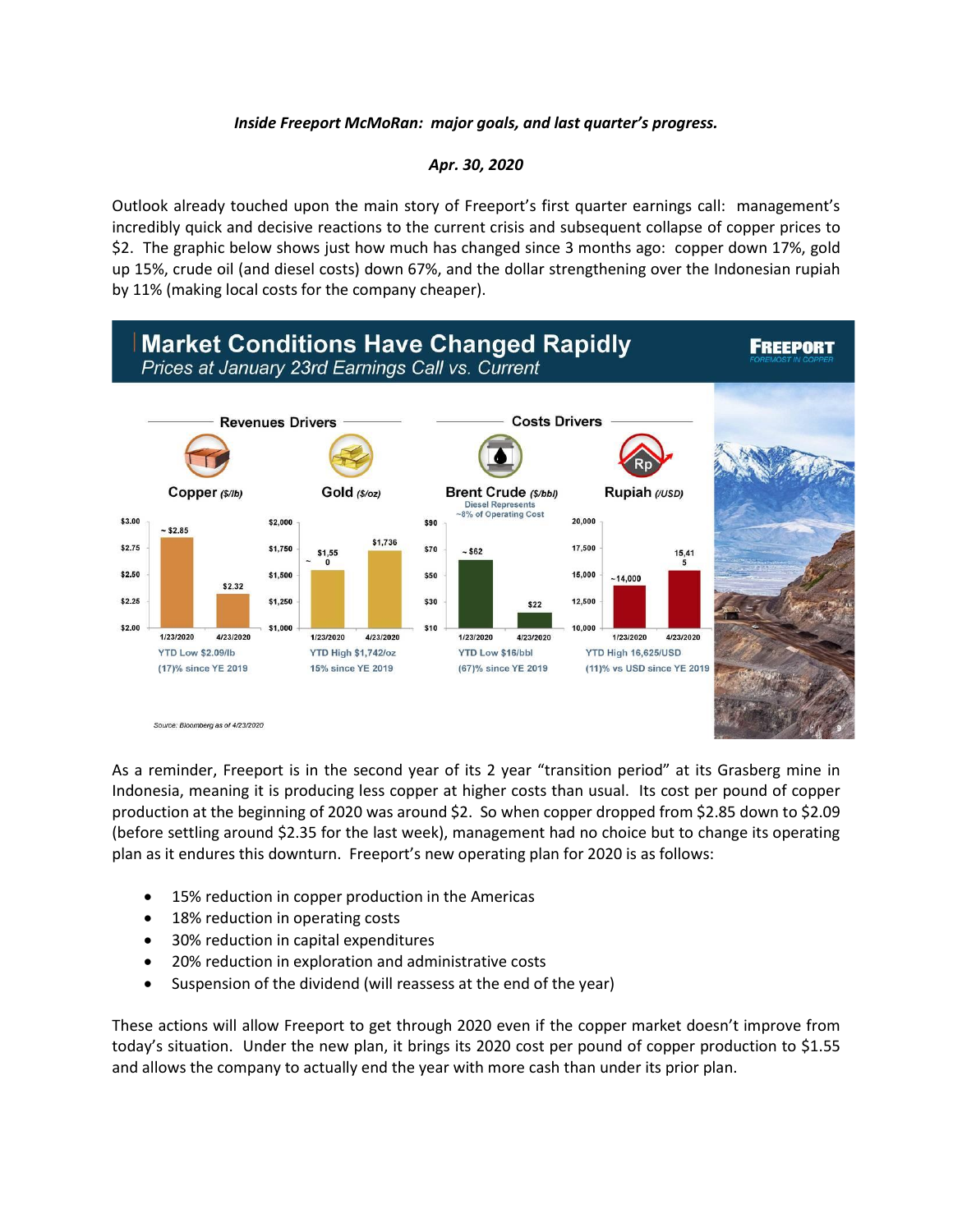*Inside Freeport McMoRan: major goals, and last quarter's progress.*

*Apr. 30, 2020*

Outlook already touched upon the main story of Freeport's first quarter earnings call: management's incredibly quick and decisive reactions to the current crisis and subsequent collapse of copper prices to $2. The graphic below shows just how much has changed since 3 months ago: copper down 17%, gold up 15%, crude oil (and diesel costs) down 67%, and the dollar strengthening over the Indonesian rupiah by 11% (making local costs for the company cheaper).

**Market Conditions Have Changed Rapidly**

*Prices at January 23rd Earnings Call vs. Current*

FREEPORT — FOREMOST IN COPPER

| | Revenues Drivers | | Costs Drivers | |
|---|---|---|---|---|
| | Copper ($/lb) | Gold ($/oz) | Brent Crude ($/bbl) — Diesel Represents ~8% of Operating Cost | Rupiah (/USD) |
| 1/23/2020 | ~ $2.85 | ~ $1,550 | ~ $62 | ~14,000 |
| 4/23/2020 | $2.32 | $1,736 | $22 | 15,415 |
| | YTD Low $2.09/lb | YTD High $1,742/oz | YTD Low $16/bbl | YTD High 16,625/USD |
| | (17)% since YE 2019 | 15% since YE 2019 | (67)% since YE 2019 | (11)% vs USD since YE 2019 |

*Source: Bloomberg as of 4/23/2020*

As a reminder, Freeport is in the second year of its 2 year "transition period" at its Grasberg mine in Indonesia, meaning it is producing less copper at higher costs than usual. Its cost per pound of copper production at the beginning of 2020 was around $2. So when copper dropped from $2.85 down to $2.09 (before settling around $2.35 for the last week), management had no choice but to change its operating plan as it endures this downturn. Freeport's new operating plan for 2020 is as follows:

- 15% reduction in copper production in the Americas
- 18% reduction in operating costs
- 30% reduction in capital expenditures
- 20% reduction in exploration and administrative costs
- Suspension of the dividend (will reassess at the end of the year)

These actions will allow Freeport to get through 2020 even if the copper market doesn't improve from today's situation. Under the new plan, it brings its 2020 cost per pound of copper production to $1.55 and allows the company to actually end the year with more cash than under its prior plan.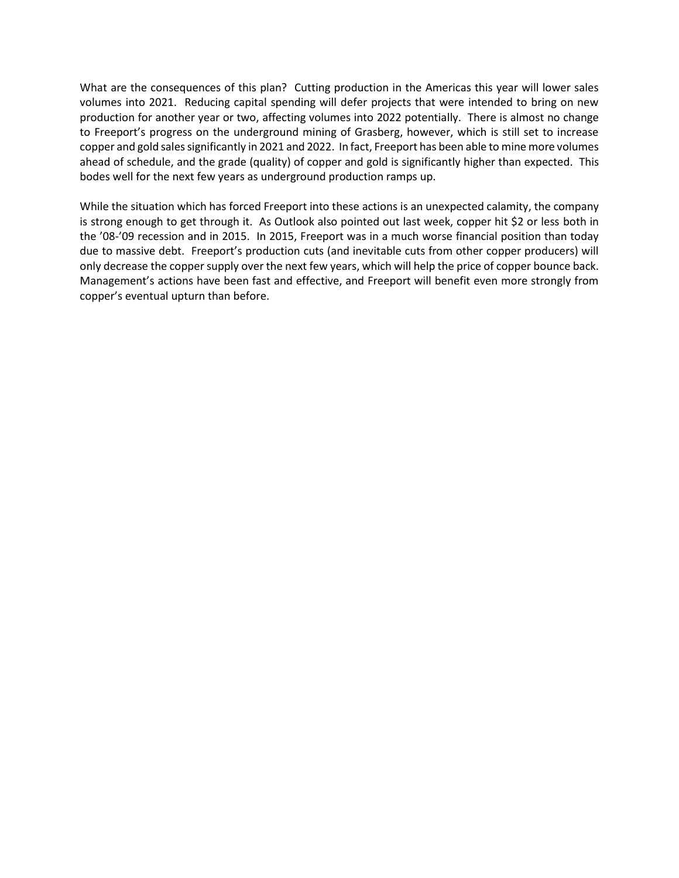What are the consequences of this plan? Cutting production in the Americas this year will lower sales volumes into 2021. Reducing capital spending will defer projects that were intended to bring on new production for another year or two, affecting volumes into 2022 potentially. There is almost no change to Freeport's progress on the underground mining of Grasberg, however, which is still set to increase copper and gold sales significantly in 2021 and 2022. In fact, Freeport has been able to mine more volumes ahead of schedule, and the grade (quality) of copper and gold is significantly higher than expected. This bodes well for the next few years as underground production ramps up.

While the situation which has forced Freeport into these actions is an unexpected calamity, the company is strong enough to get through it. As Outlook also pointed out last week, copper hit $2 or less both in the '08-'09 recession and in 2015. In 2015, Freeport was in a much worse financial position than today due to massive debt. Freeport's production cuts (and inevitable cuts from other copper producers) will only decrease the copper supply over the next few years, which will help the price of copper bounce back. Management's actions have been fast and effective, and Freeport will benefit even more strongly from copper's eventual upturn than before.